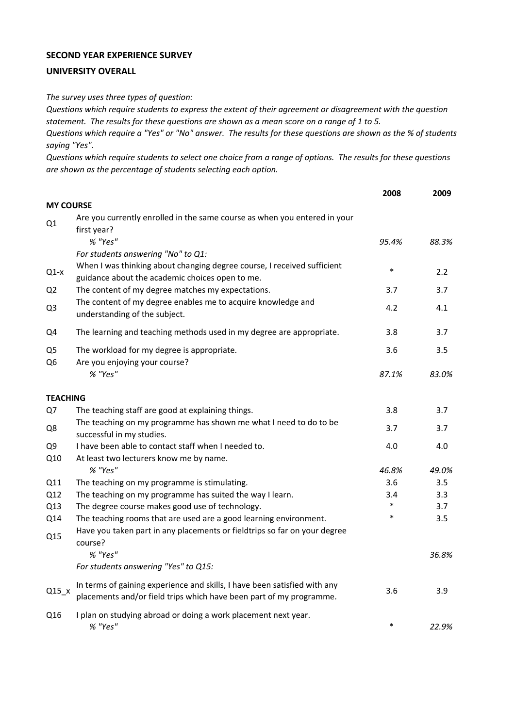**SECOND YEAR EXPERIENCE SURVEY**

**UNIVERSITY OVERALL**

*The survey uses three types of question:*
*Questions which require students to express the extent of their agreement or disagreement with the question statement. The results for these questions are shown as a mean score on a range of 1 to 5.*
*Questions which require a "Yes" or "No" answer. The results for these questions are shown as the % of students saying "Yes".*
*Questions which require students to select one choice from a range of options. The results for these questions are shown as the percentage of students selecting each option.*

| | | 2008 | 2009 |
|---|---|---|---|
| **MY COURSE** | | | |
| Q1 | Are you currently enrolled in the same course as when you entered in your first year? | | |
| | *% "Yes"* | *95.4%* | *88.3%* |
| | *For students answering "No" to Q1:* | | |
| Q1-x | When I was thinking about changing degree course, I received sufficient guidance about the academic choices open to me. | * | 2.2 |
| Q2 | The content of my degree matches my expectations. | 3.7 | 3.7 |
| Q3 | The content of my degree enables me to acquire knowledge and understanding of the subject. | 4.2 | 4.1 |
| Q4 | The learning and teaching methods used in my degree are appropriate. | 3.8 | 3.7 |
| Q5 | The workload for my degree is appropriate. | 3.6 | 3.5 |
| Q6 | Are you enjoying your course? | | |
| | *% "Yes"* | *87.1%* | *83.0%* |
| **TEACHING** | | | |
| Q7 | The teaching staff are good at explaining things. | 3.8 | 3.7 |
| Q8 | The teaching on my programme has shown me what I need to do to be successful in my studies. | 3.7 | 3.7 |
| Q9 | I have been able to contact staff when I needed to. | 4.0 | 4.0 |
| Q10 | At least two lecturers know me by name. | | |
| | *% "Yes"* | *46.8%* | *49.0%* |
| Q11 | The teaching on my programme is stimulating. | 3.6 | 3.5 |
| Q12 | The teaching on my programme has suited the way I learn. | 3.4 | 3.3 |
| Q13 | The degree course makes good use of technology. | * | 3.7 |
| Q14 | The teaching rooms that are used are a good learning environment. | * | 3.5 |
| Q15 | Have you taken part in any placements or fieldtrips so far on your degree course? | | |
| | *% "Yes"* | | *36.8%* |
| | *For students answering "Yes" to Q15:* | | |
| Q15_x | In terms of gaining experience and skills, I have been satisfied with any placements and/or field trips which have been part of my programme. | 3.6 | 3.9 |
| Q16 | I plan on studying abroad or doing a work placement next year. | | |
| | *% "Yes"* | * | *22.9%* |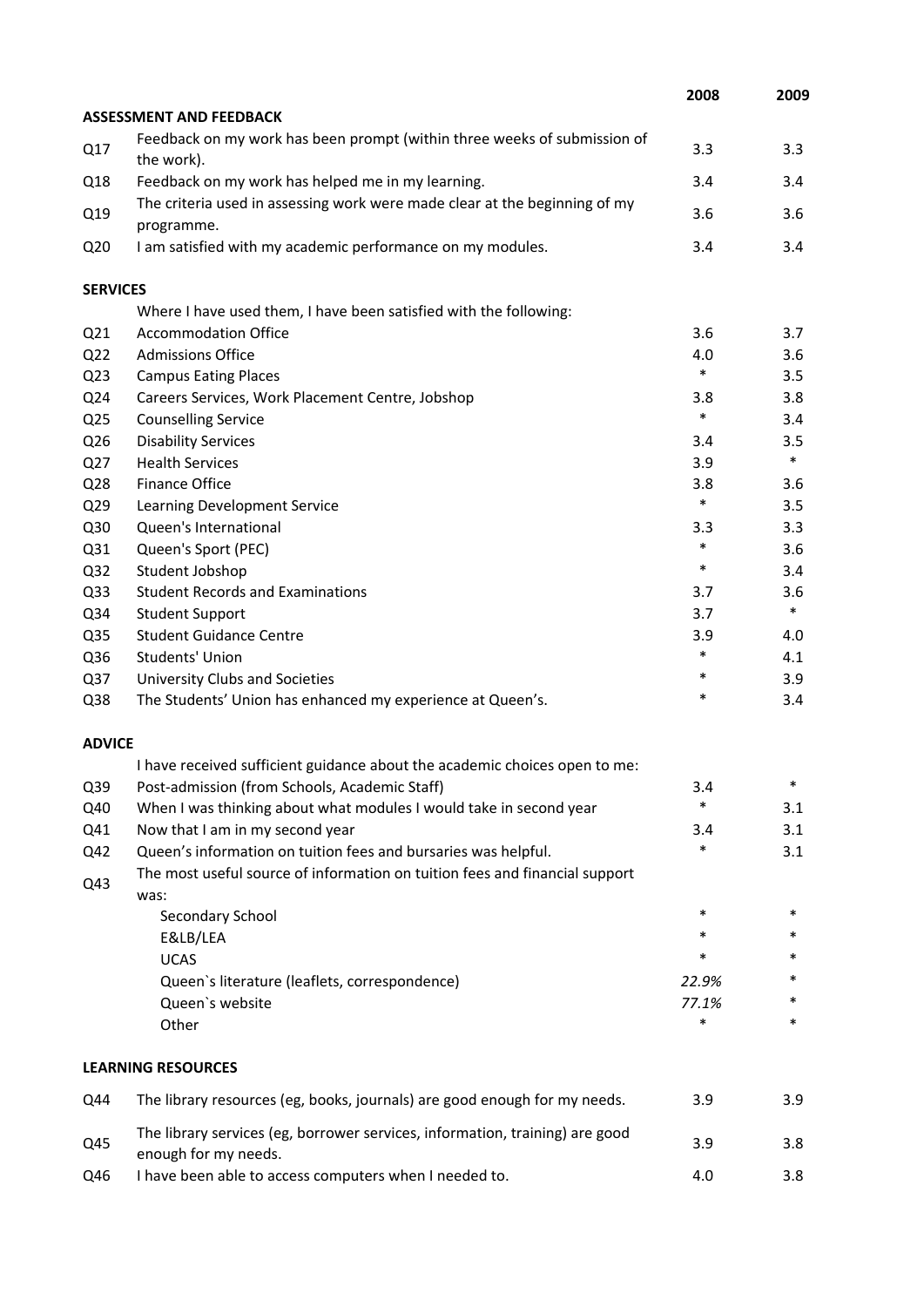| | | 2008 | 2009 |
|---|---|---|---|
| **ASSESSMENT AND FEEDBACK** | | | |
| Q17 | Feedback on my work has been prompt (within three weeks of submission of the work). | 3.3 | 3.3 |
| Q18 | Feedback on my work has helped me in my learning. | 3.4 | 3.4 |
| Q19 | The criteria used in assessing work were made clear at the beginning of my programme. | 3.6 | 3.6 |
| Q20 | I am satisfied with my academic performance on my modules. | 3.4 | 3.4 |
| **SERVICES** | | | |
| | Where I have used them, I have been satisfied with the following: | | |
| Q21 | Accommodation Office | 3.6 | 3.7 |
| Q22 | Admissions Office | 4.0 | 3.6 |
| Q23 | Campus Eating Places | * | 3.5 |
| Q24 | Careers Services, Work Placement Centre, Jobshop | 3.8 | 3.8 |
| Q25 | Counselling Service | * | 3.4 |
| Q26 | Disability Services | 3.4 | 3.5 |
| Q27 | Health Services | 3.9 | * |
| Q28 | Finance Office | 3.8 | 3.6 |
| Q29 | Learning Development Service | * | 3.5 |
| Q30 | Queen's International | 3.3 | 3.3 |
| Q31 | Queen's Sport (PEC) | * | 3.6 |
| Q32 | Student Jobshop | * | 3.4 |
| Q33 | Student Records and Examinations | 3.7 | 3.6 |
| Q34 | Student Support | 3.7 | * |
| Q35 | Student Guidance Centre | 3.9 | 4.0 |
| Q36 | Students' Union | * | 4.1 |
| Q37 | University Clubs and Societies | * | 3.9 |
| Q38 | The Students' Union has enhanced my experience at Queen's. | * | 3.4 |
| **ADVICE** | | | |
| | I have received sufficient guidance about the academic choices open to me: | | |
| Q39 | Post-admission (from Schools, Academic Staff) | 3.4 | * |
| Q40 | When I was thinking about what modules I would take in second year | * | 3.1 |
| Q41 | Now that I am in my second year | 3.4 | 3.1 |
| Q42 | Queen's information on tuition fees and bursaries was helpful. | * | 3.1 |
| Q43 | The most useful source of information on tuition fees and financial support was: | | |
| | Secondary School | * | * |
| | E&LB/LEA | * | * |
| | UCAS | * | * |
| | Queen`s literature (leaflets, correspondence) | *22.9%* | * |
| | Queen`s website | *77.1%* | * |
| | Other | * | * |
| **LEARNING RESOURCES** | | | |
| Q44 | The library resources (eg, books, journals) are good enough for my needs. | 3.9 | 3.9 |
| Q45 | The library services (eg, borrower services, information, training) are good enough for my needs. | 3.9 | 3.8 |
| Q46 | I have been able to access computers when I needed to. | 4.0 | 3.8 |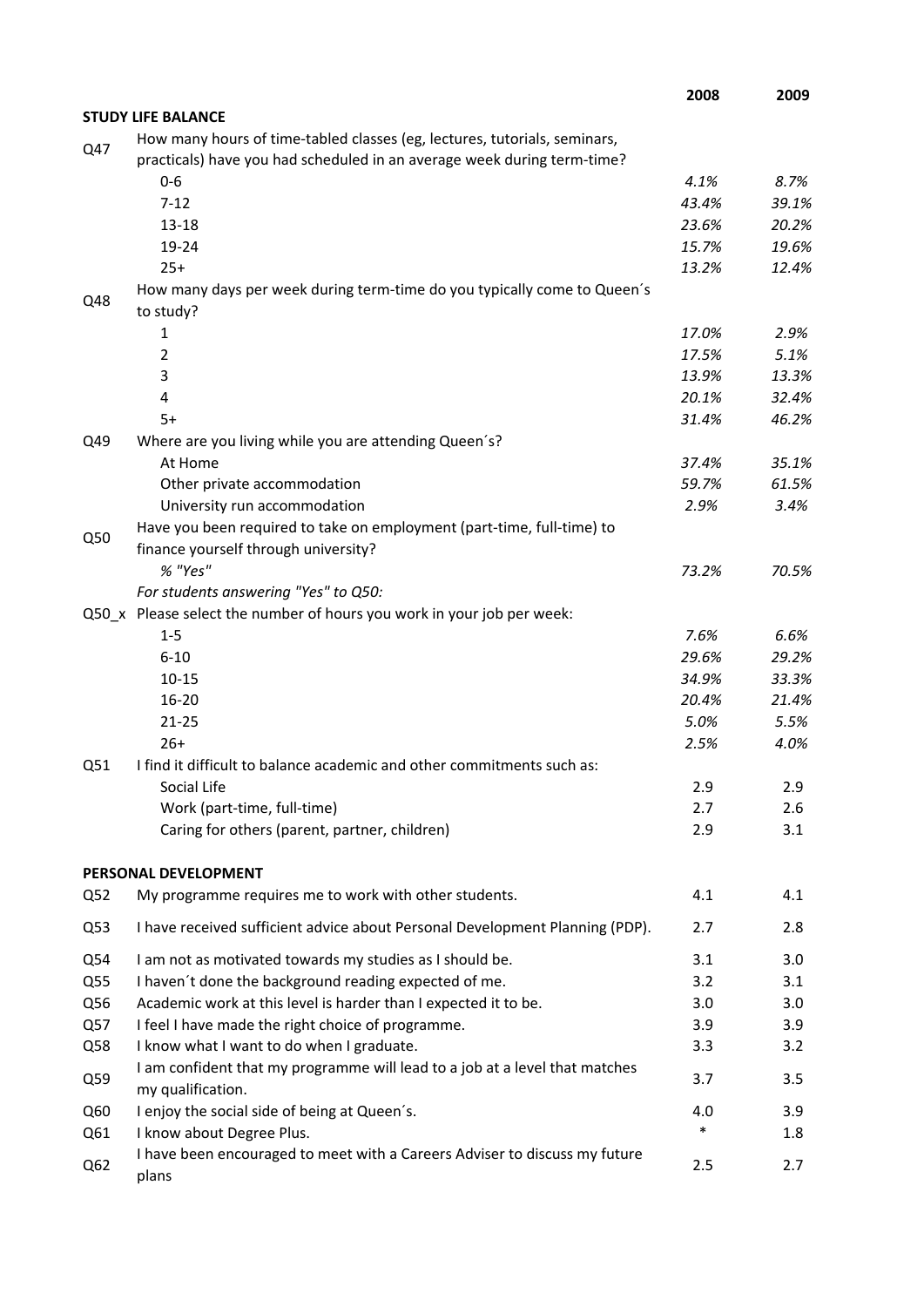| | | 2008 | 2009 |
|---|---|---|---|
| **STUDY LIFE BALANCE** | | | |
| Q47 | How many hours of time-tabled classes (eg, lectures, tutorials, seminars, practicals) have you had scheduled in an average week during term-time? | | |
| | 0-6 | *4.1%* | *8.7%* |
| | 7-12 | *43.4%* | *39.1%* |
| | 13-18 | *23.6%* | *20.2%* |
| | 19-24 | *15.7%* | *19.6%* |
| | 25+ | *13.2%* | *12.4%* |
| Q48 | How many days per week during term-time do you typically come to Queen´s to study? | | |
| | 1 | *17.0%* | *2.9%* |
| | 2 | *17.5%* | *5.1%* |
| | 3 | *13.9%* | *13.3%* |
| | 4 | *20.1%* | *32.4%* |
| | 5+ | *31.4%* | *46.2%* |
| Q49 | Where are you living while you are attending Queen´s? | | |
| | At Home | *37.4%* | *35.1%* |
| | Other private accommodation | *59.7%* | *61.5%* |
| | University run accommodation | *2.9%* | *3.4%* |
| Q50 | Have you been required to take on employment (part-time, full-time) to finance yourself through university? | | |
| | *% "Yes"* | *73.2%* | *70.5%* |
| | *For students answering "Yes" to Q50:* | | |
| Q50_x | Please select the number of hours you work in your job per week: | | |
| | 1-5 | *7.6%* | *6.6%* |
| | 6-10 | *29.6%* | *29.2%* |
| | 10-15 | *34.9%* | *33.3%* |
| | 16-20 | *20.4%* | *21.4%* |
| | 21-25 | *5.0%* | *5.5%* |
| | 26+ | *2.5%* | *4.0%* |
| Q51 | I find it difficult to balance academic and other commitments such as: | | |
| | Social Life | 2.9 | 2.9 |
| | Work (part-time, full-time) | 2.7 | 2.6 |
| | Caring for others (parent, partner, children) | 2.9 | 3.1 |
| **PERSONAL DEVELOPMENT** | | | |
| Q52 | My programme requires me to work with other students. | 4.1 | 4.1 |
| Q53 | I have received sufficient advice about Personal Development Planning (PDP). | 2.7 | 2.8 |
| Q54 | I am not as motivated towards my studies as I should be. | 3.1 | 3.0 |
| Q55 | I haven´t done the background reading expected of me. | 3.2 | 3.1 |
| Q56 | Academic work at this level is harder than I expected it to be. | 3.0 | 3.0 |
| Q57 | I feel I have made the right choice of programme. | 3.9 | 3.9 |
| Q58 | I know what I want to do when I graduate. | 3.3 | 3.2 |
| Q59 | I am confident that my programme will lead to a job at a level that matches my qualification. | 3.7 | 3.5 |
| Q60 | I enjoy the social side of being at Queen´s. | 4.0 | 3.9 |
| Q61 | I know about Degree Plus. | * | 1.8 |
| Q62 | I have been encouraged to meet with a Careers Adviser to discuss my future plans | 2.5 | 2.7 |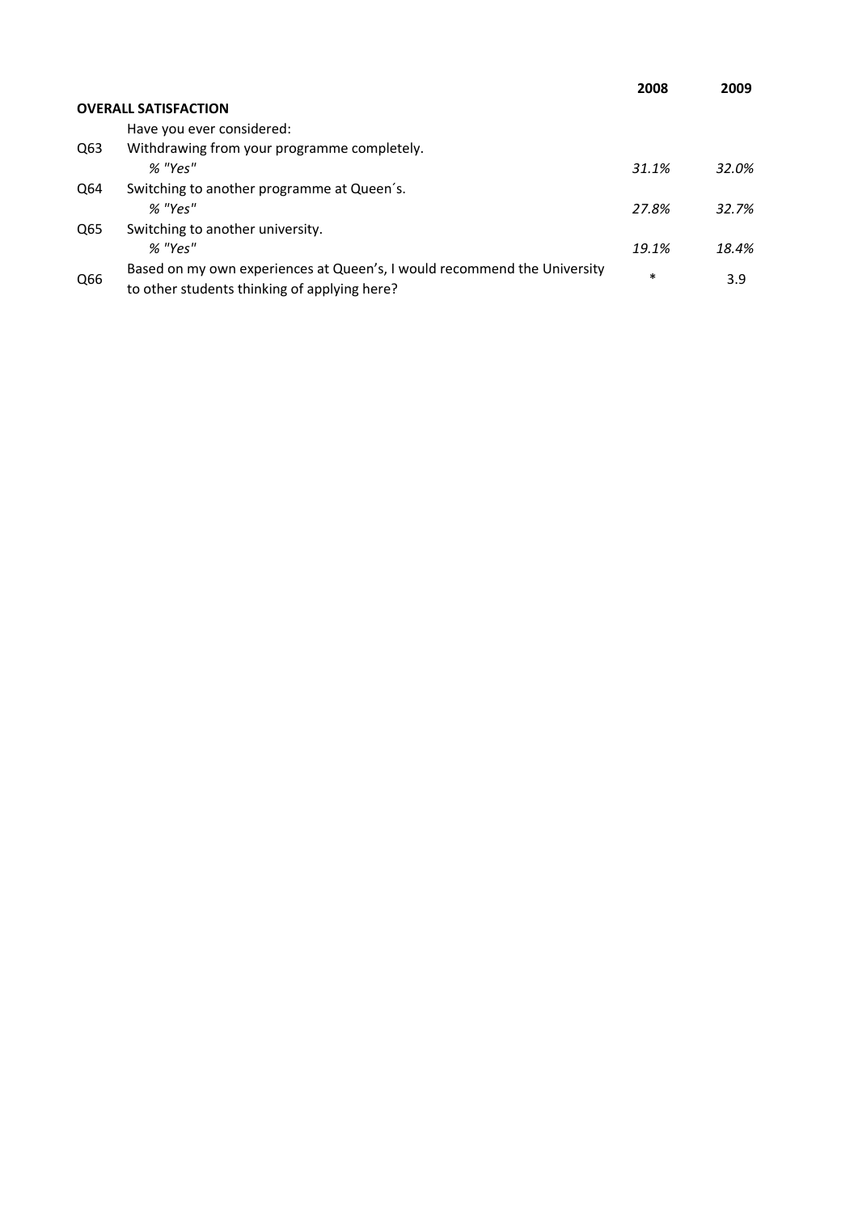| | | 2008 | 2009 |
|---|---|---|---|
| **OVERALL SATISFACTION** | | | |
| | Have you ever considered: | | |
| Q63 | Withdrawing from your programme completely. | | |
| | *% "Yes"* | *31.1%* | *32.0%* |
| Q64 | Switching to another programme at Queen´s. | | |
| | *% "Yes"* | *27.8%* | *32.7%* |
| Q65 | Switching to another university. | | |
| | *% "Yes"* | *19.1%* | *18.4%* |
| Q66 | Based on my own experiences at Queen's, I would recommend the University to other students thinking of applying here? | * | 3.9 |